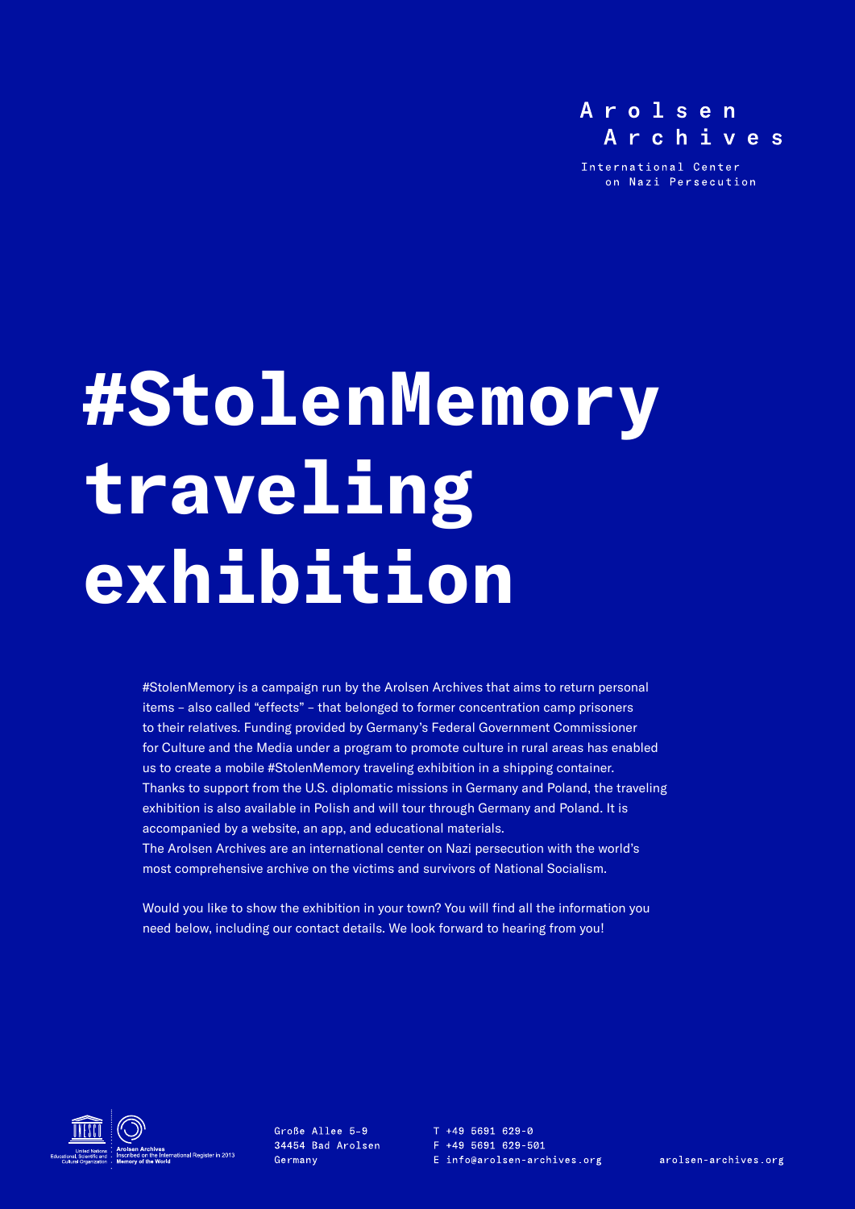Arolsen Archives

International Center on Nazi Persecution

# #StolenMemory traveling exhibition

#StolenMemory is a campaign run by the Arolsen Archives that aims to return personal items – also called "effects" – that belonged to former concentration camp prisoners to their relatives. Funding provided by Germany's Federal Government Commissioner for Culture and the Media under a program to promote culture in rural areas has enabled us to create a mobile #StolenMemory traveling exhibition in a shipping container. Thanks to support from the U.S. diplomatic missions in Germany and Poland, the traveling exhibition is also available in Polish and will tour through Germany and Poland. It is accompanied by a website, an app, and educational materials.
The Arolsen Archives are an international center on Nazi persecution with the world's most comprehensive archive on the victims and survivors of National Socialism.

Would you like to show the exhibition in your town? You will find all the information you need below, including our contact details. We look forward to hearing from you!

United Nations Educational, Scientific and Cultural Organization · Arolsen Archives Inscribed on the International Register in 2013 Memory of the World

Große Allee 5–9
34454 Bad Arolsen
Germany

T +49 5691 629-0
F +49 5691 629-501
E info@arolsen-archives.org

arolsen-archives.org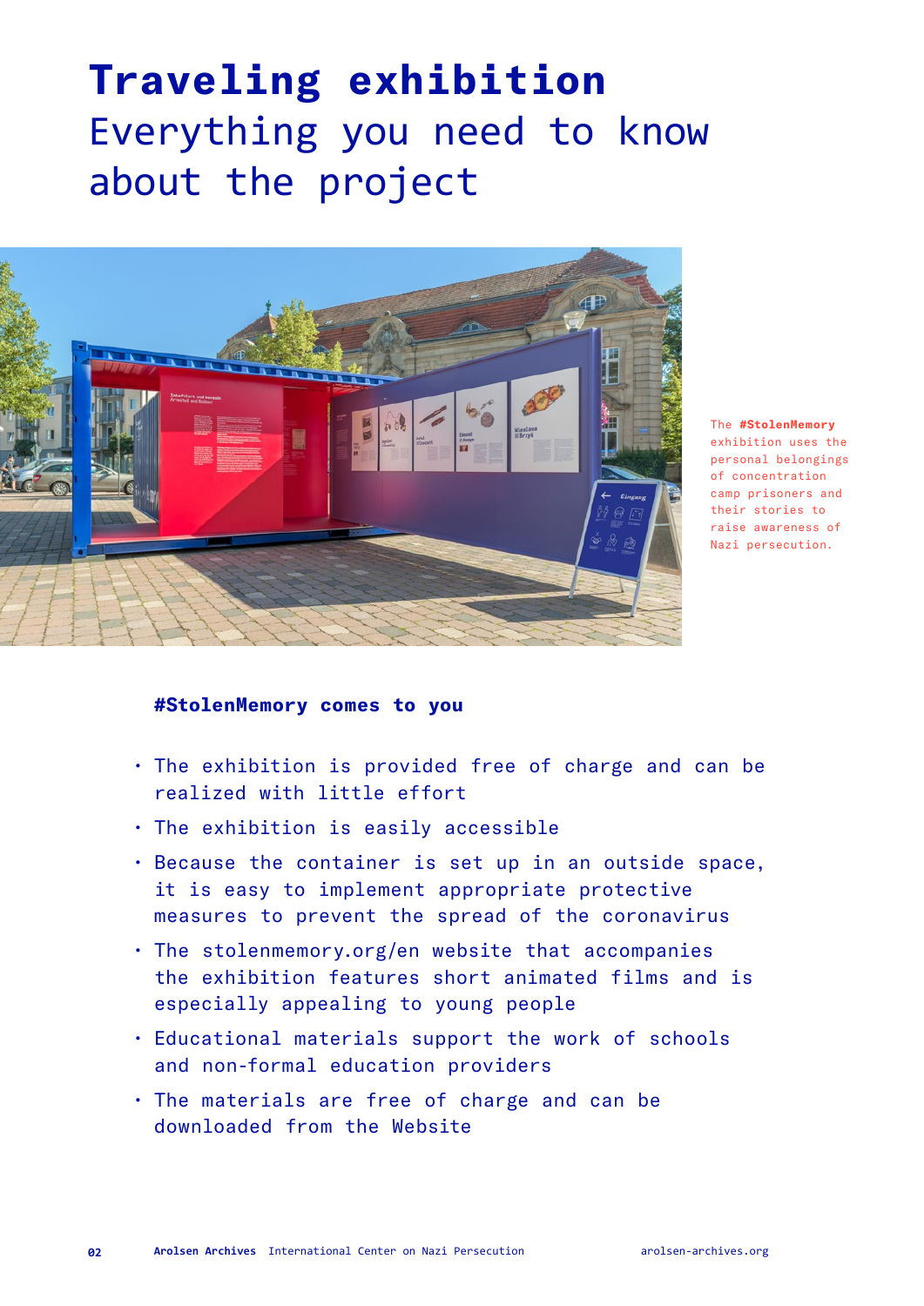# Traveling exhibition

Everything you need to know about the project

The **#StolenMemory** exhibition uses the personal belongings of concentration camp prisoners and their stories to raise awareness of Nazi persecution.

### #StolenMemory comes to you

- The exhibition is provided free of charge and can be realized with little effort
- The exhibition is easily accessible
- Because the container is set up in an outside space, it is easy to implement appropriate protective measures to prevent the spread of the coronavirus
- The stolenmemory.org/en website that accompanies the exhibition features short animated films and is especially appealing to young people
- Educational materials support the work of schools and non-formal education providers
- The materials are free of charge and can be downloaded from the Website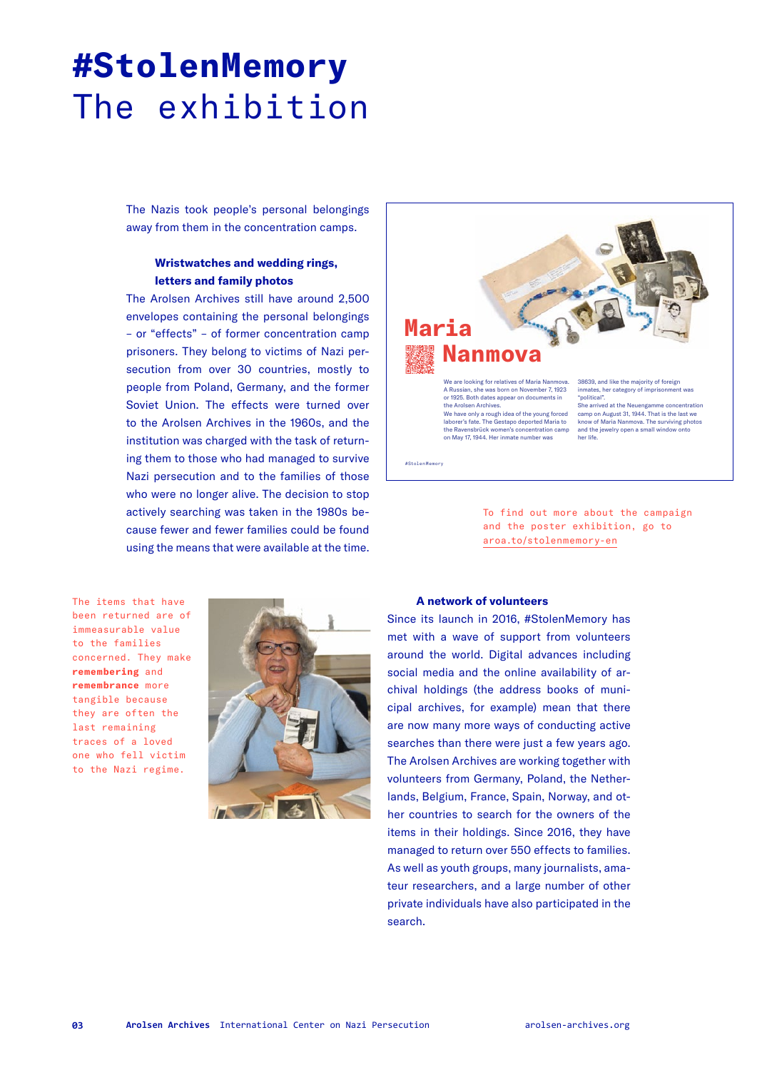# #StolenMemory
# The exhibition

The Nazis took people's personal belongings away from them in the concentration camps.

### Wristwatches and wedding rings, letters and family photos

The Arolsen Archives still have around 2,500 envelopes containing the personal belongings – or "effects" – of former concentration camp prisoners. They belong to victims of Nazi persecution from over 30 countries, mostly to people from Poland, Germany, and the former Soviet Union. The effects were turned over to the Arolsen Archives in the 1960s, and the institution was charged with the task of returning them to those who had managed to survive Nazi persecution and to the families of those who were no longer alive. The decision to stop actively searching was taken in the 1980s because fewer and fewer families could be found using the means that were available at the time.

**Maria Nanmova**

We are looking for relatives of Maria Nanmova. A Russian, she was born on November 7, 1923 or 1925. Both dates appear on documents in the Arolsen Archives.
We have only a rough idea of the young forced laborer's fate. The Gestapo deported Maria to the Ravensbrück women's concentration camp on May 17, 1944. Her inmate number was 38639, and like the majority of foreign inmates, her category of imprisonment was "political".
She arrived at the Neuengamme concentration camp on August 31, 1944. That is the last we know of Maria Nanmova. The surviving photos and the jewelry open a small window onto her life.

#StolenMemory

To find out more about the campaign and the poster exhibition, go to aroa.to/stolenmemory-en

The items that have been returned are of immeasurable value to the families concerned. They make **remembering** and **remembrance** more tangible because they are often the last remaining traces of a loved one who fell victim to the Nazi regime.

### A network of volunteers

Since its launch in 2016, #StolenMemory has met with a wave of support from volunteers around the world. Digital advances including social media and the online availability of archival holdings (the address books of municipal archives, for example) mean that there are now many more ways of conducting active searches than there were just a few years ago. The Arolsen Archives are working together with volunteers from Germany, Poland, the Netherlands, Belgium, France, Spain, Norway, and other countries to search for the owners of the items in their holdings. Since 2016, they have managed to return over 550 effects to families. As well as youth groups, many journalists, amateur researchers, and a large number of other private individuals have also participated in the search.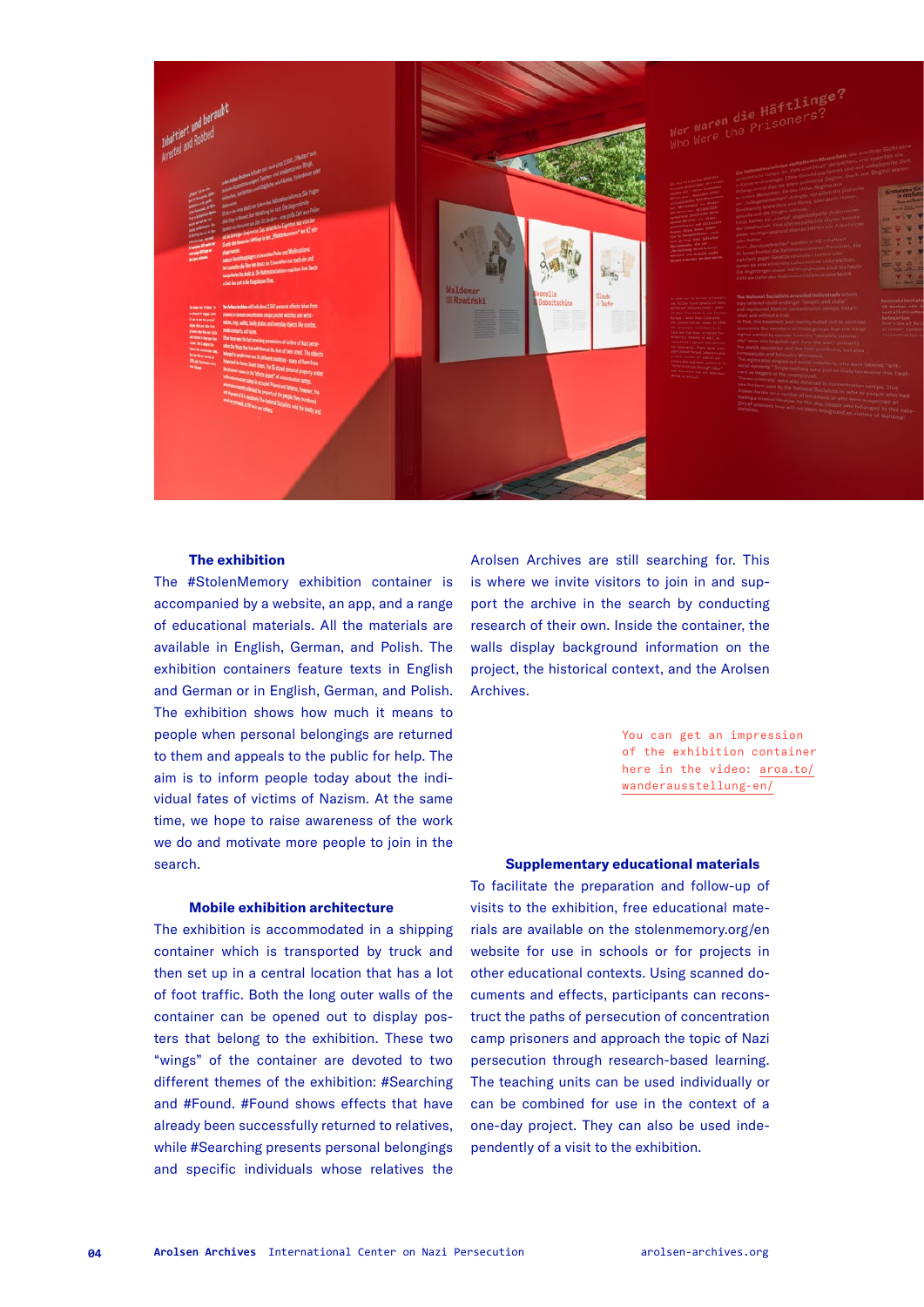### The exhibition

The #StolenMemory exhibition container is accompanied by a website, an app, and a range of educational materials. All the materials are available in English, German, and Polish. The exhibition containers feature texts in English and German or in English, German, and Polish. The exhibition shows how much it means to people when personal belongings are returned to them and appeals to the public for help. The aim is to inform people today about the individual fates of victims of Nazism. At the same time, we hope to raise awareness of the work we do and motivate more people to join in the search.

### Mobile exhibition architecture

The exhibition is accommodated in a shipping container which is transported by truck and then set up in a central location that has a lot of foot traffic. Both the long outer walls of the container can be opened out to display posters that belong to the exhibition. These two "wings" of the container are devoted to two different themes of the exhibition: #Searching and #Found. #Found shows effects that have already been successfully returned to relatives, while #Searching presents personal belongings and specific individuals whose relatives the Arolsen Archives are still searching for. This is where we invite visitors to join in and support the archive in the search by conducting research of their own. Inside the container, the walls display background information on the project, the historical context, and the Arolsen Archives.

You can get an impression of the exhibition container here in the video: aroa.to/wanderausstellung-en/

### Supplementary educational materials

To facilitate the preparation and follow-up of visits to the exhibition, free educational materials are available on the stolenmemory.org/en website for use in schools or for projects in other educational contexts. Using scanned documents and effects, participants can reconstruct the paths of persecution of concentration camp prisoners and approach the topic of Nazi persecution through research-based learning. The teaching units can be used individually or can be combined for use in the context of a one-day project. They can also be used independently of a visit to the exhibition.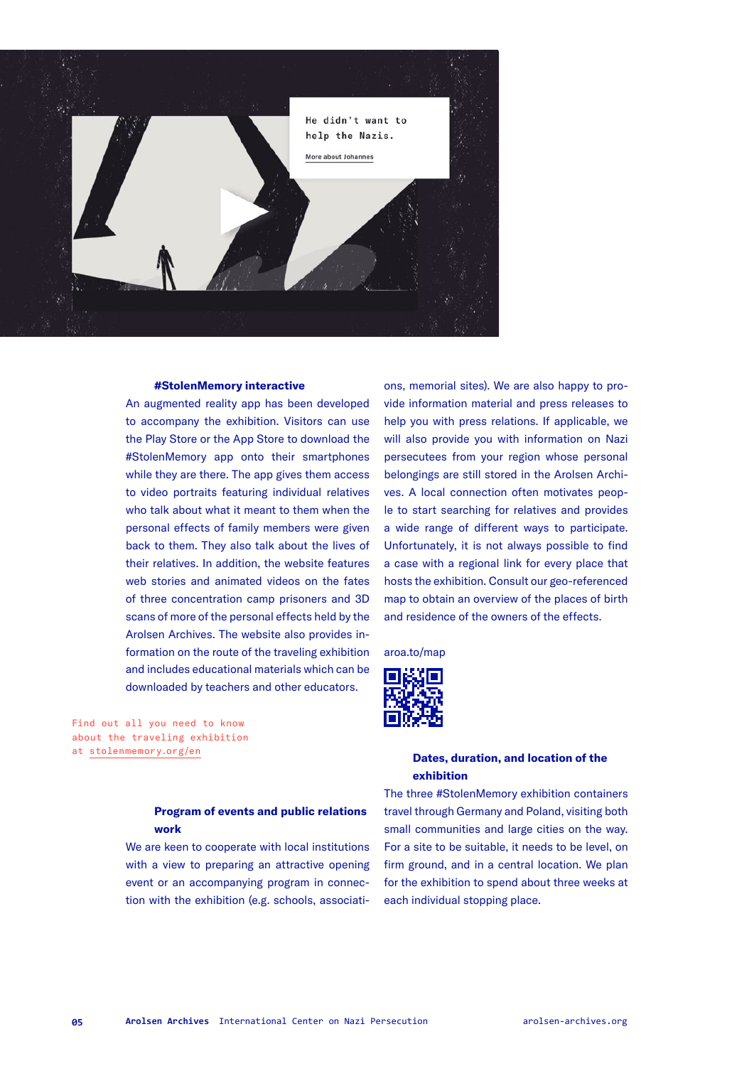He didn't want to help the Nazis.

More about Johannes

### #StolenMemory interactive

An augmented reality app has been developed to accompany the exhibition. Visitors can use the Play Store or the App Store to download the #StolenMemory app onto their smartphones while they are there. The app gives them access to video portraits featuring individual relatives who talk about what it meant to them when the personal effects of family members were given back to them. They also talk about the lives of their relatives. In addition, the website features web stories and animated videos on the fates of three concentration camp prisoners and 3D scans of more of the personal effects held by the Arolsen Archives. The website also provides information on the route of the traveling exhibition and includes educational materials which can be downloaded by teachers and other educators.

Find out all you need to know about the traveling exhibition at stolenmemory.org/en

### Program of events and public relations work

We are keen to cooperate with local institutions with a view to preparing an attractive opening event or an accompanying program in connection with the exhibition (e.g. schools, associations, memorial sites). We are also happy to provide information material and press releases to help you with press relations. If applicable, we will also provide you with information on Nazi persecutees from your region whose personal belongings are still stored in the Arolsen Archives. A local connection often motivates people to start searching for relatives and provides a wide range of different ways to participate. Unfortunately, it is not always possible to find a case with a regional link for every place that hosts the exhibition. Consult our geo-referenced map to obtain an overview of the places of birth and residence of the owners of the effects.

aroa.to/map

### Dates, duration, and location of the exhibition

The three #StolenMemory exhibition containers travel through Germany and Poland, visiting both small communities and large cities on the way. For a site to be suitable, it needs to be level, on firm ground, and in a central location. We plan for the exhibition to spend about three weeks at each individual stopping place.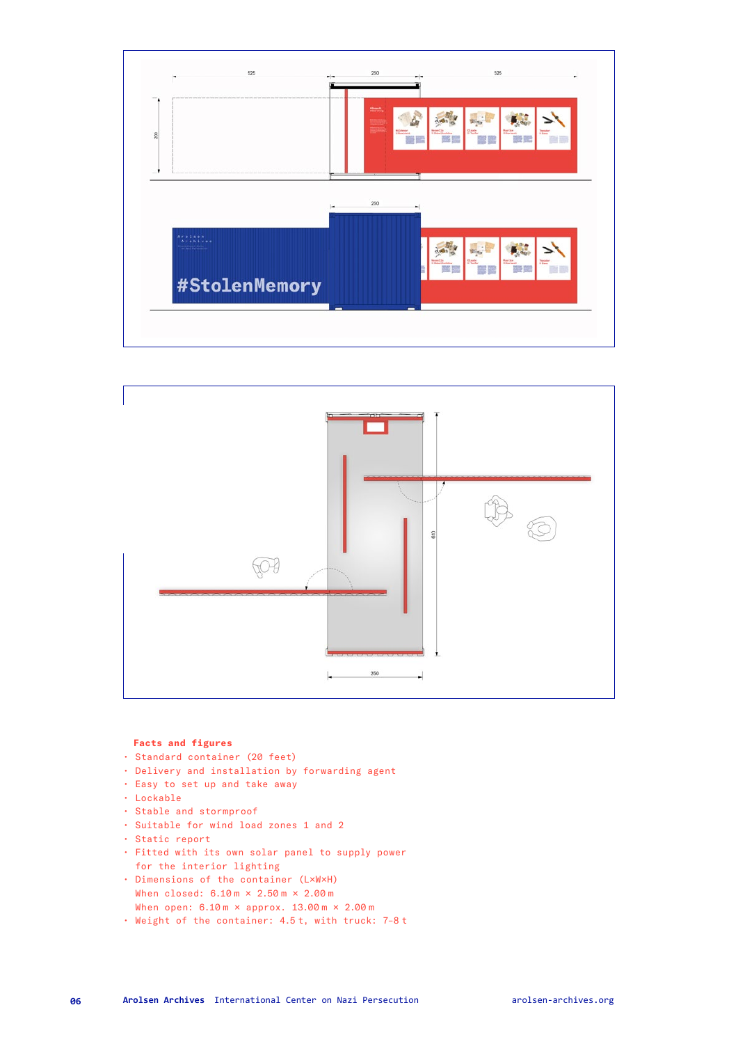**Facts and figures**

- Standard container (20 feet)
- Delivery and installation by forwarding agent
- Easy to set up and take away
- Lockable
- Stable and stormproof
- Suitable for wind load zones 1 and 2
- Static report
- Fitted with its own solar panel to supply power for the interior lighting
- Dimensions of the container (L×W×H)
  When closed: 6.10 m × 2.50 m × 2.00 m
  When open: 6.10 m × approx. 13.00 m × 2.00 m
- Weight of the container: 4.5 t, with truck: 7–8 t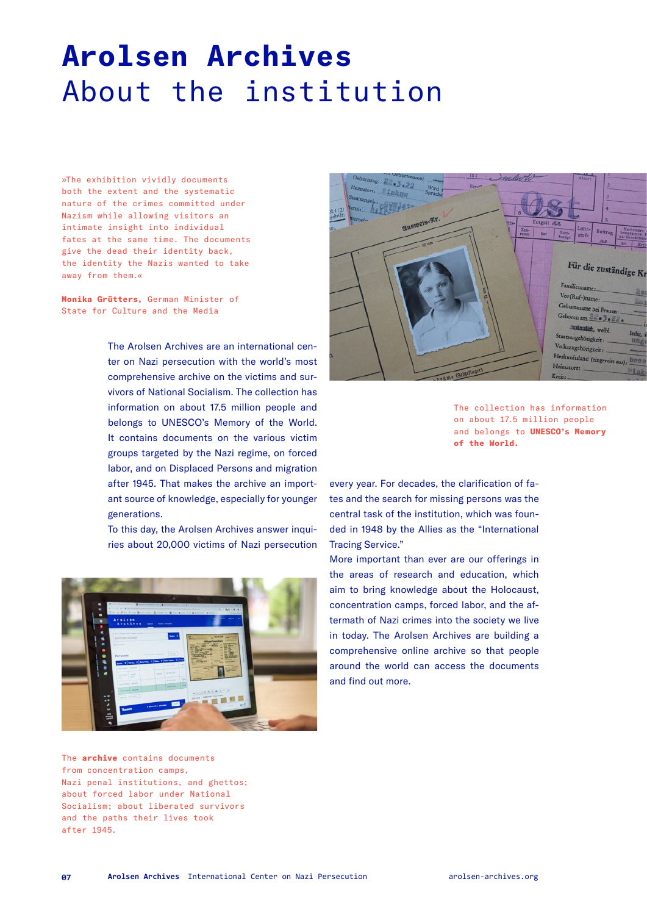# Arolsen Archives
## About the institution

»The exhibition vividly documents both the extent and the systematic nature of the crimes committed under Nazism while allowing visitors an intimate insight into individual fates at the same time. The documents give the dead their identity back, the identity the Nazis wanted to take away from them.«

**Monika Grütters,** German Minister of State for Culture and the Media

The Arolsen Archives are an international center on Nazi persecution with the world's most comprehensive archive on the victims and survivors of National Socialism. The collection has information on about 17.5 million people and belongs to UNESCO's Memory of the World. It contains documents on the various victim groups targeted by the Nazi regime, on forced labor, and on Displaced Persons and migration after 1945. That makes the archive an important source of knowledge, especially for younger generations.

To this day, the Arolsen Archives answer inquiries about 20,000 victims of Nazi persecution every year. For decades, the clarification of fates and the search for missing persons was the central task of the institution, which was founded in 1948 by the Allies as the "International Tracing Service."

More important than ever are our offerings in the areas of research and education, which aim to bring knowledge about the Holocaust, concentration camps, forced labor, and the aftermath of Nazi crimes into the society we live in today. The Arolsen Archives are building a comprehensive online archive so that people around the world can access the documents and find out more.

The collection has information on about 17.5 million people and belongs to **UNESCO's Memory of the World.**

The **archive** contains documents from concentration camps, Nazi penal institutions, and ghettos; about forced labor under National Socialism; about liberated survivors and the paths their lives took after 1945.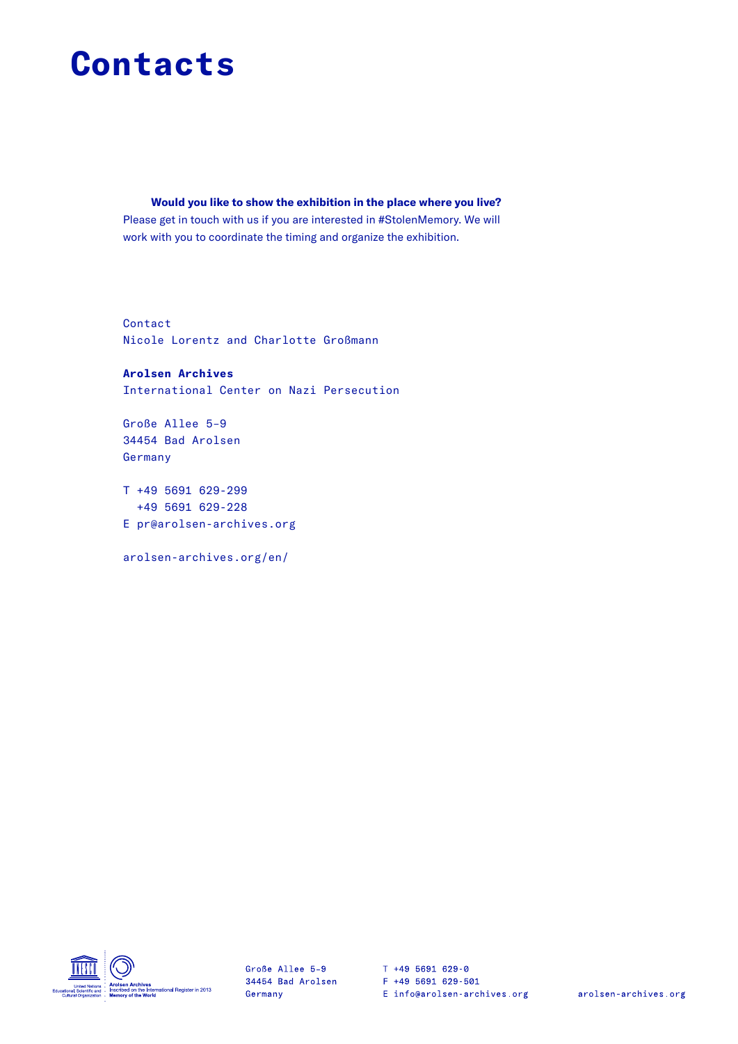# Contacts

**Would you like to show the exhibition in the place where you live?**
Please get in touch with us if you are interested in #StolenMemory. We will work with you to coordinate the timing and organize the exhibition.

Contact
Nicole Lorentz and Charlotte Großmann

**Arolsen Archives**
International Center on Nazi Persecution

Große Allee 5-9
34454 Bad Arolsen
Germany

T +49 5691 629-299
+49 5691 629-228
E pr@arolsen-archives.org

arolsen-archives.org/en/